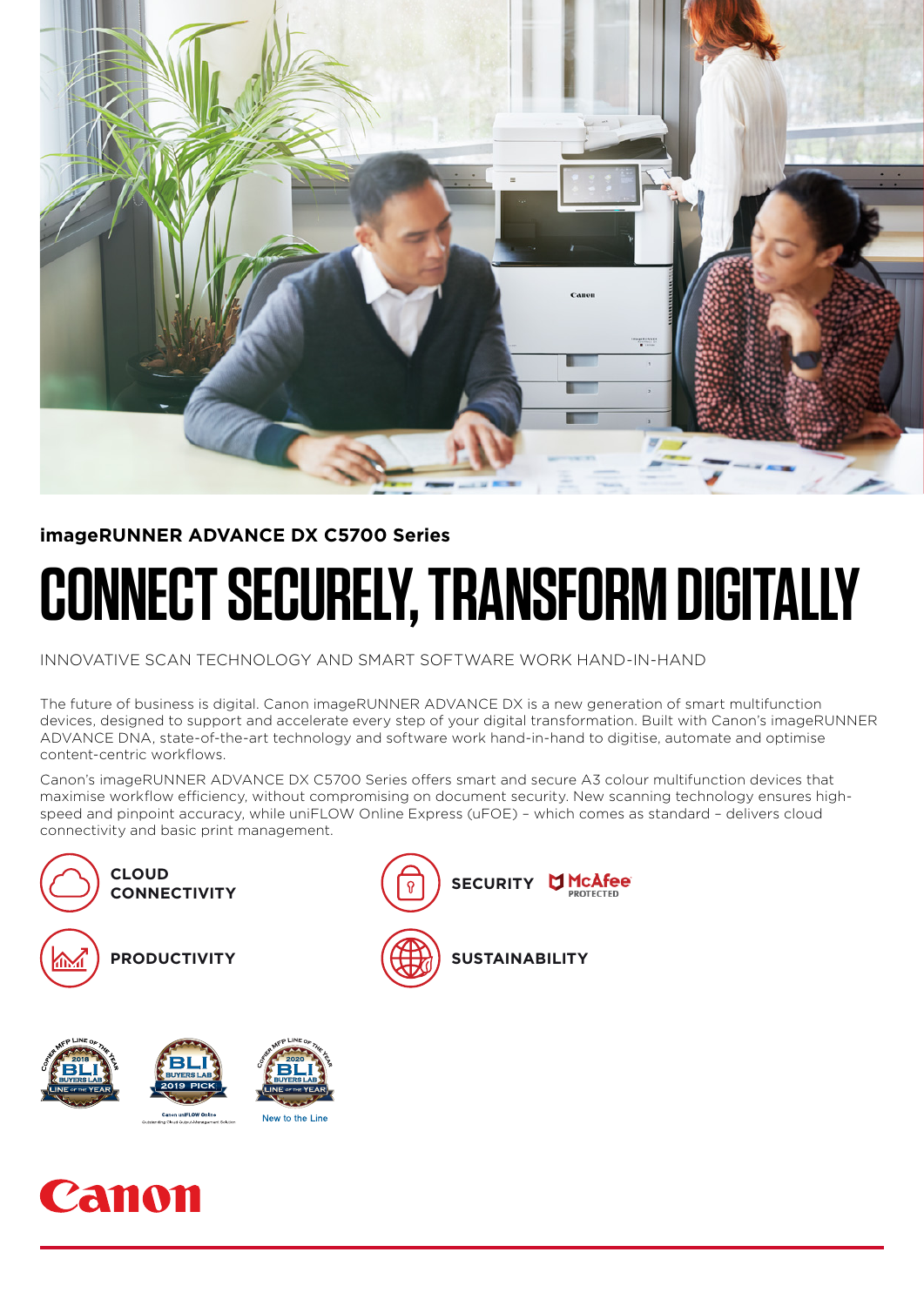**imageRUNNER ADVANCE DX C5700 Series**

# CONNECT SECURELY, TRANSFORM DIGITALLY

INNOVATIVE SCAN TECHNOLOGY AND SMART SOFTWARE WORK HAND-IN-HAND

The future of business is digital. Canon imageRUNNER ADVANCE DX is a new generation of smart multifunction devices, designed to support and accelerate every step of your digital transformation. Built with Canon's imageRUNNER ADVANCE DNA, state-of-the-art technology and software work hand-in-hand to digitise, automate and optimise content-centric workflows.

Canon's imageRUNNER ADVANCE DX C5700 Series offers smart and secure A3 colour multifunction devices that maximise workflow efficiency, without compromising on document security. New scanning technology ensures high-speed and pinpoint accuracy, while uniFLOW Online Express (uFOE) – which comes as standard – delivers cloud connectivity and basic print management.

**CLOUD CONNECTIVITY**

**SECURITY** McAfee PROTECTED

**PRODUCTIVITY**

**SUSTAINABILITY**

Copier MFP Line of the Year 2019 BLI Buyers Lab Line of the Year

BLI Buyers Lab 2019 Pick – Canon uniFLOW Online Outstanding Cloud Output Management Solution

Copier MFP Line of the Year 2020 BLI Buyers Lab Line of the Year – New to the Line

Canon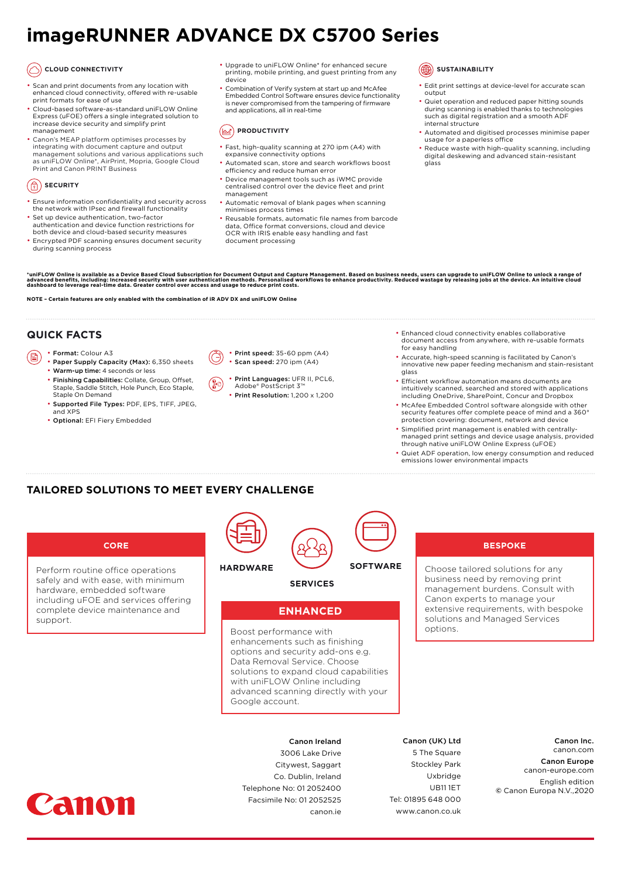# imageRUNNER ADVANCE DX C5700 Series

### CLOUD CONNECTIVITY

- Scan and print documents from any location with enhanced cloud connectivity, offered with re-usable print formats for ease of use
- Cloud-based software-as-standard uniFLOW Online Express (uFOE) offers a single integrated solution to increase device security and simplify print management
- Canon's MEAP platform optimises processes by integrating with document capture and output management solutions and various applications such as uniFLOW Online*, AirPrint, Mopria, Google Cloud Print and Canon PRINT Business

### SECURITY

- Ensure information confidentiality and security across the network with IPsec and firewall functionality
- Set up device authentication, two-factor authentication and device function restrictions for both device and cloud-based security measures
- Encrypted PDF scanning ensures document security during scanning process
- Upgrade to uniFLOW Online* for enhanced secure printing, mobile printing, and guest printing from any device
- Combination of Verify system at start up and McAfee Embedded Control Software ensures device functionality is never compromised from the tampering of firmware and applications, all in real-time

### PRODUCTIVITY

- Fast, high-quality scanning at 270 ipm (A4) with expansive connectivity options
- Automated scan, store and search workflows boost efficiency and reduce human error
- Device management tools such as iWMC provide centralised control over the device fleet and print management
- Automatic removal of blank pages when scanning minimises process times
- Reusable formats, automatic file names from barcode data, Office format conversions, cloud and device OCR with IRIS enable easy handling and fast document processing

### SUSTAINABILITY

- Edit print settings at device-level for accurate scan output
- Quiet operation and reduced paper hitting sounds during scanning is enabled thanks to technologies such as digital registration and a smooth ADF internal structure
- Automated and digitised processes minimise paper usage for a paperless office
- Reduce waste with high-quality scanning, including digital deskewing and advanced stain-resistant glass

**\*uniFLOW Online is available as a Device Based Cloud Subscription for Document Output and Capture Management. Based on business needs, users can upgrade to uniFLOW Online to unlock a range of advanced benefits, including: Increased security with user authentication methods. Personalised workflows to enhance productivity. Reduced wastage by releasing jobs at the device. An intuitive cloud dashboard to leverage real-time data. Greater control over access and usage to reduce print costs.**

**NOTE – Certain features are only enabled with the combination of iR ADV DX and uniFLOW Online**

## QUICK FACTS

- **Format:** Colour A3
- **Paper Supply Capacity (Max):** 6,350 sheets
- **Warm-up time:** 4 seconds or less
- **Finishing Capabilities:** Collate, Group, Offset, Staple, Saddle Stitch, Hole Punch, Eco Staple, Staple On Demand
- **Supported File Types:** PDF, EPS, TIFF, JPEG, and XPS
- **Optional:** EFI Fiery Embedded

- **Print speed:** 35-60 ppm (A4)
- **Scan speed:** 270 ipm (A4)

- **Print Languages:** UFR II, PCL6, Adobe® PostScript 3™
- **Print Resolution:** 1,200 x 1,200

- Enhanced cloud connectivity enables collaborative document access from anywhere, with re-usable formats for easy handling
- Accurate, high-speed scanning is facilitated by Canon's innovative new paper feeding mechanism and stain-resistant glass
- Efficient workflow automation means documents are intuitively scanned, searched and stored with applications including OneDrive, SharePoint, Concur and Dropbox
- McAfee Embedded Control software alongside with other security features offer complete peace of mind and a 360° protection covering: document, network and device
- Simplified print management is enabled with centrally-managed print settings and device usage analysis, provided through native uniFLOW Online Express (uFOE)
- Quiet ADF operation, low energy consumption and reduced emissions lower environmental impacts

## TAILORED SOLUTIONS TO MEET EVERY CHALLENGE

### CORE

Perform routine office operations safely and with ease, with minimum hardware, embedded software including uFOE and services offering complete device maintenance and support.

HARDWARE

SERVICES

SOFTWARE

### ENHANCED

Boost performance with enhancements such as finishing options and security add-ons e.g. Data Removal Service. Choose solutions to expand cloud capabilities with uniFLOW Online including advanced scanning directly with your Google account.

### BESPOKE

Choose tailored solutions for any business need by removing print management burdens. Consult with Canon experts to manage your extensive requirements, with bespoke solutions and Managed Services options.

**Canon Ireland**
3006 Lake Drive
Citywest, Saggart
Co. Dublin, Ireland
Telephone No: 01 2052400
Facsimile No: 01 2052525
canon.ie

**Canon (UK) Ltd**
5 The Square
Stockley Park
Uxbridge
UB11 1ET
Tel: 01895 648 000
www.canon.co.uk

**Canon Inc.**
canon.com

**Canon Europe**
canon-europe.com

English edition
© Canon Europa N.V.,2020

Canon